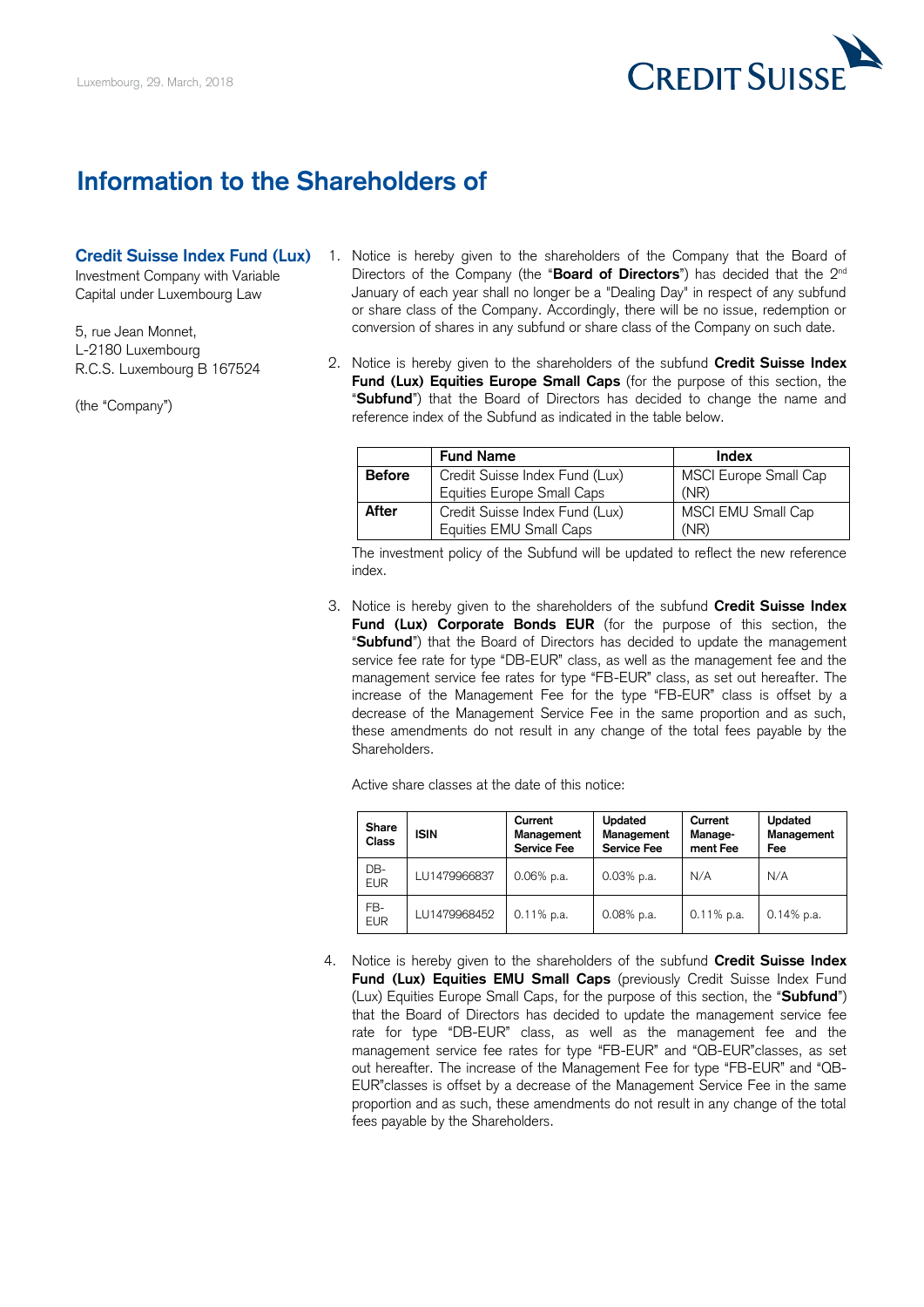Luxembourg, 29. March, 2018

CREDIT SUISSE

# Information to the Shareholders of

**Credit Suisse Index Fund (Lux)**
Investment Company with Variable Capital under Luxembourg Law

5, rue Jean Monnet,
L-2180 Luxembourg
R.C.S. Luxembourg B 167524

(the "Company")

1. Notice is hereby given to the shareholders of the Company that the Board of Directors of the Company (the "**Board of Directors**") has decided that the 2nd January of each year shall no longer be a "Dealing Day" in respect of any subfund or share class of the Company. Accordingly, there will be no issue, redemption or conversion of shares in any subfund or share class of the Company on such date.

2. Notice is hereby given to the shareholders of the subfund **Credit Suisse Index Fund (Lux) Equities Europe Small Caps** (for the purpose of this section, the "**Subfund**") that the Board of Directors has decided to change the name and reference index of the Subfund as indicated in the table below.

| | Fund Name | Index |
|---|---|---|
| **Before** | Credit Suisse Index Fund (Lux) Equities Europe Small Caps | MSCI Europe Small Cap (NR) |
| **After** | Credit Suisse Index Fund (Lux) Equities EMU Small Caps | MSCI EMU Small Cap (NR) |

The investment policy of the Subfund will be updated to reflect the new reference index.

3. Notice is hereby given to the shareholders of the subfund **Credit Suisse Index Fund (Lux) Corporate Bonds EUR** (for the purpose of this section, the "**Subfund**") that the Board of Directors has decided to update the management service fee rate for type "DB-EUR" class, as well as the management fee and the management service fee rates for type "FB-EUR" class, as set out hereafter. The increase of the Management Fee for the type "FB-EUR" class is offset by a decrease of the Management Service Fee in the same proportion and as such, these amendments do not result in any change of the total fees payable by the Shareholders.

Active share classes at the date of this notice:

| Share Class | ISIN | Current Management Service Fee | Updated Management Service Fee | Current Management Fee | Updated Management Fee |
|---|---|---|---|---|---|
| DB-EUR | LU1479966837 | 0.06% p.a. | 0.03% p.a. | N/A | N/A |
| FB-EUR | LU1479968452 | 0.11% p.a. | 0.08% p.a. | 0.11% p.a. | 0.14% p.a. |

4. Notice is hereby given to the shareholders of the subfund **Credit Suisse Index Fund (Lux) Equities EMU Small Caps** (previously Credit Suisse Index Fund (Lux) Equities Europe Small Caps, for the purpose of this section, the "**Subfund**") that the Board of Directors has decided to update the management service fee rate for type "DB-EUR" class, as well as the management fee and the management service fee rates for type "FB-EUR" and "QB-EUR"classes, as set out hereafter. The increase of the Management Fee for type "FB-EUR" and "QB-EUR"classes is offset by a decrease of the Management Service Fee in the same proportion and as such, these amendments do not result in any change of the total fees payable by the Shareholders.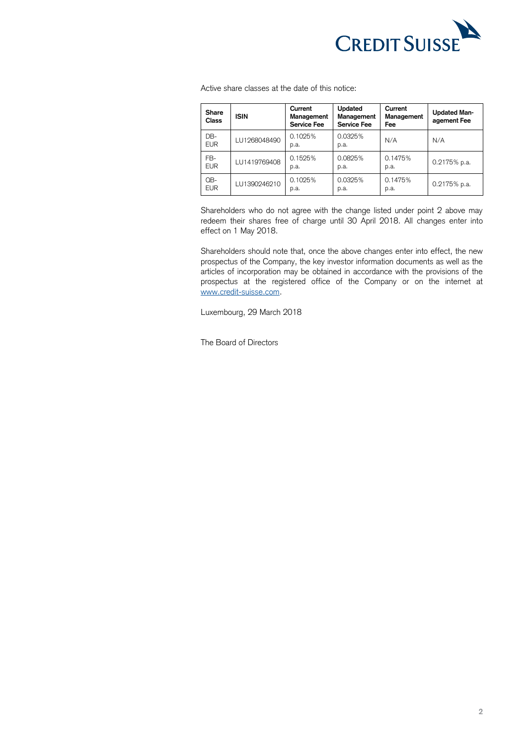Active share classes at the date of this notice:

| Share Class | ISIN | Current Management Service Fee | Updated Management Service Fee | Current Management Fee | Updated Management Fee |
|---|---|---|---|---|---|
| DB-EUR | LU1268048490 | 0.1025% p.a. | 0.0325% p.a. | N/A | N/A |
| FB-EUR | LU1419769408 | 0.1525% p.a. | 0.0825% p.a. | 0.1475% p.a. | 0.2175% p.a. |
| QB-EUR | LU1390246210 | 0.1025% p.a. | 0.0325% p.a. | 0.1475% p.a. | 0.2175% p.a. |

Shareholders who do not agree with the change listed under point 2 above may redeem their shares free of charge until 30 April 2018. All changes enter into effect on 1 May 2018.

Shareholders should note that, once the above changes enter into effect, the new prospectus of the Company, the key investor information documents as well as the articles of incorporation may be obtained in accordance with the provisions of the prospectus at the registered office of the Company or on the internet at www.credit-suisse.com.

Luxembourg, 29 March 2018

The Board of Directors